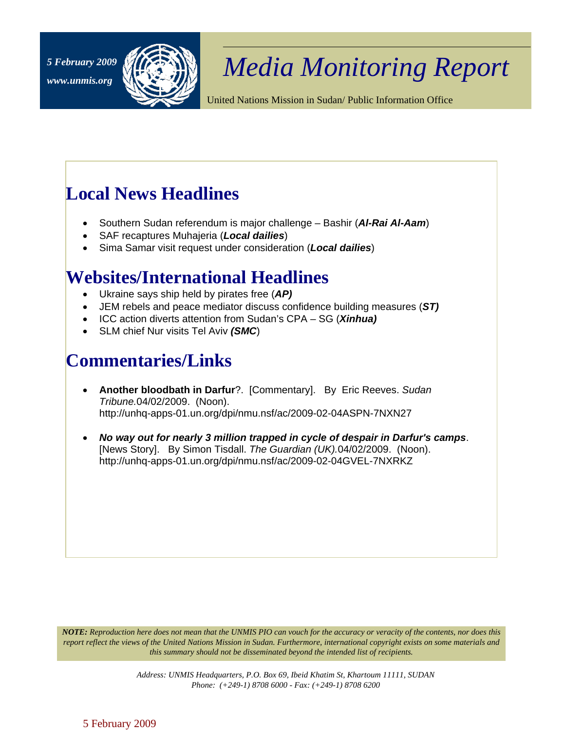5 February 2009

www.unmis.org

# Media Monitoring Report

United Nations Mission in Sudan/ Public Information Office

## Local News Headlines

- Southern Sudan referendum is major challenge – Bashir (***Al-Rai Al-Aam***)
- SAF recaptures Muhajeria (***Local dailies***)
- Sima Samar visit request under consideration (***Local dailies***)

## Websites/International Headlines

- Ukraine says ship held by pirates free (***AP)***
- JEM rebels and peace mediator discuss confidence building measures (***ST)***
- ICC action diverts attention from Sudan's CPA – SG (***Xinhua)***
- SLM chief Nur visits Tel Aviv ***(SMC***)

## Commentaries/Links

- **Another bloodbath in Darfur**?. [Commentary]. By Eric Reeves. *Sudan Tribune.*04/02/2009. (Noon). http://unhq-apps-01.un.org/dpi/nmu.nsf/ac/2009-02-04ASPN-7NXN27

- ***No way out for nearly 3 million trapped in cycle of despair in Darfur's camps***. [News Story]. By Simon Tisdall. *The Guardian (UK).*04/02/2009. (Noon). http://unhq-apps-01.un.org/dpi/nmu.nsf/ac/2009-02-04GVEL-7NXRKZ

***NOTE:*** *Reproduction here does not mean that the UNMIS PIO can vouch for the accuracy or veracity of the contents, nor does this report reflect the views of the United Nations Mission in Sudan. Furthermore, international copyright exists on some materials and this summary should not be disseminated beyond the intended list of recipients.*

*Address: UNMIS Headquarters, P.O. Box 69, Ibeid Khatim St, Khartoum 11111, SUDAN*
*Phone: (+249-1) 8708 6000 - Fax: (+249-1) 8708 6200*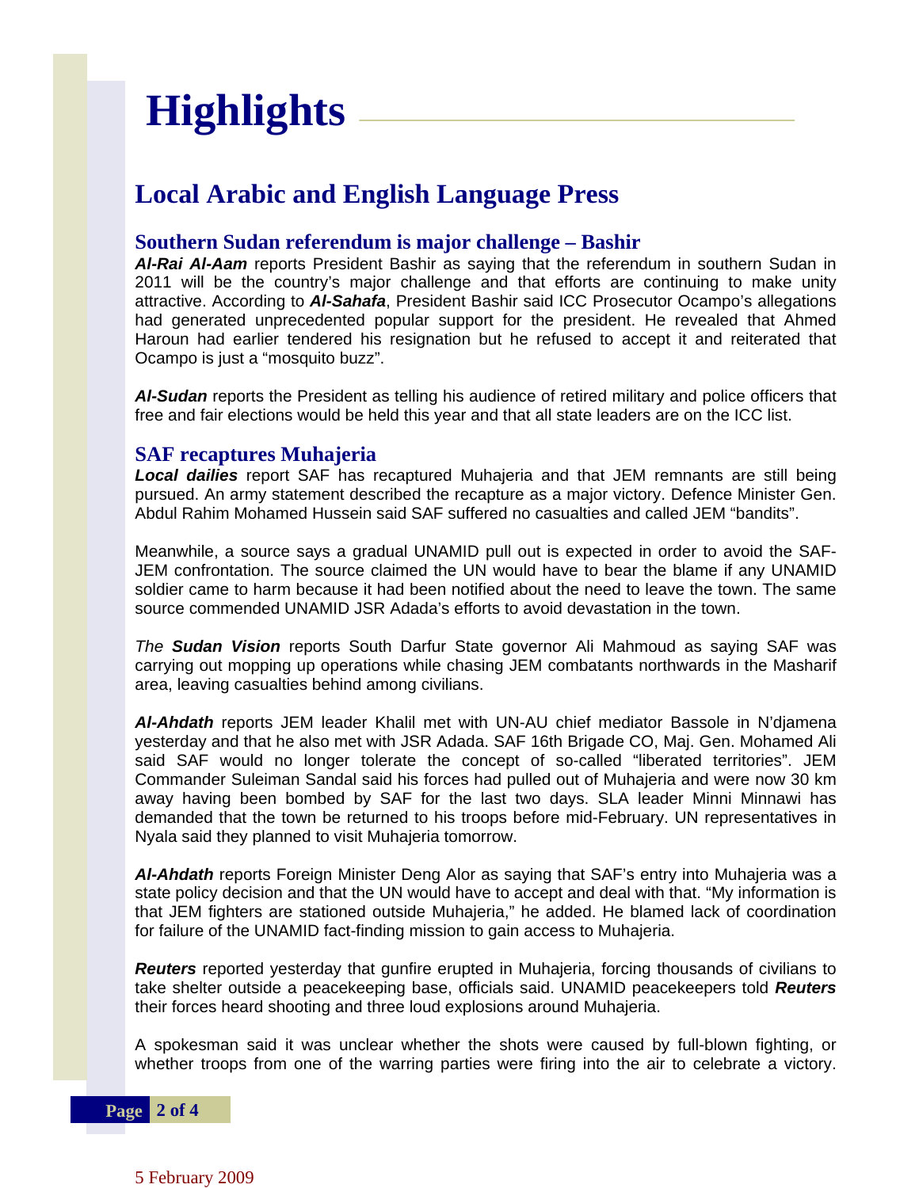# Highlights

## Local Arabic and English Language Press

### Southern Sudan referendum is major challenge – Bashir

***Al-Rai Al-Aam*** reports President Bashir as saying that the referendum in southern Sudan in 2011 will be the country's major challenge and that efforts are continuing to make unity attractive. According to ***Al-Sahafa***, President Bashir said ICC Prosecutor Ocampo's allegations had generated unprecedented popular support for the president. He revealed that Ahmed Haroun had earlier tendered his resignation but he refused to accept it and reiterated that Ocampo is just a "mosquito buzz".

***Al-Sudan*** reports the President as telling his audience of retired military and police officers that free and fair elections would be held this year and that all state leaders are on the ICC list.

### SAF recaptures Muhajeria

***Local dailies*** report SAF has recaptured Muhajeria and that JEM remnants are still being pursued. An army statement described the recapture as a major victory. Defence Minister Gen. Abdul Rahim Mohamed Hussein said SAF suffered no casualties and called JEM "bandits".

Meanwhile, a source says a gradual UNAMID pull out is expected in order to avoid the SAF-JEM confrontation. The source claimed the UN would have to bear the blame if any UNAMID soldier came to harm because it had been notified about the need to leave the town. The same source commended UNAMID JSR Adada's efforts to avoid devastation in the town.

The ***Sudan Vision*** reports South Darfur State governor Ali Mahmoud as saying SAF was carrying out mopping up operations while chasing JEM combatants northwards in the Masharif area, leaving casualties behind among civilians.

***Al-Ahdath*** reports JEM leader Khalil met with UN-AU chief mediator Bassole in N'djamena yesterday and that he also met with JSR Adada. SAF 16th Brigade CO, Maj. Gen. Mohamed Ali said SAF would no longer tolerate the concept of so-called "liberated territories". JEM Commander Suleiman Sandal said his forces had pulled out of Muhajeria and were now 30 km away having been bombed by SAF for the last two days. SLA leader Minni Minnawi has demanded that the town be returned to his troops before mid-February. UN representatives in Nyala said they planned to visit Muhajeria tomorrow.

***Al-Ahdath*** reports Foreign Minister Deng Alor as saying that SAF's entry into Muhajeria was a state policy decision and that the UN would have to accept and deal with that. "My information is that JEM fighters are stationed outside Muhajeria," he added. He blamed lack of coordination for failure of the UNAMID fact-finding mission to gain access to Muhajeria.

***Reuters*** reported yesterday that gunfire erupted in Muhajeria, forcing thousands of civilians to take shelter outside a peacekeeping base, officials said. UNAMID peacekeepers told ***Reuters*** their forces heard shooting and three loud explosions around Muhajeria.

A spokesman said it was unclear whether the shots were caused by full-blown fighting, or whether troops from one of the warring parties were firing into the air to celebrate a victory.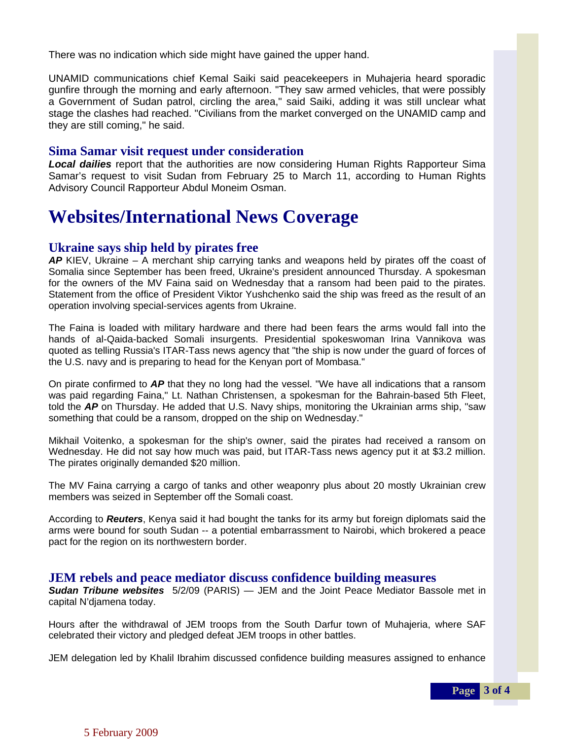There was no indication which side might have gained the upper hand.

UNAMID communications chief Kemal Saiki said peacekeepers in Muhajeria heard sporadic gunfire through the morning and early afternoon. "They saw armed vehicles, that were possibly a Government of Sudan patrol, circling the area," said Saiki, adding it was still unclear what stage the clashes had reached. "Civilians from the market converged on the UNAMID camp and they are still coming," he said.

### Sima Samar visit request under consideration

***Local dailies*** report that the authorities are now considering Human Rights Rapporteur Sima Samar's request to visit Sudan from February 25 to March 11, according to Human Rights Advisory Council Rapporteur Abdul Moneim Osman.

# Websites/International News Coverage

### Ukraine says ship held by pirates free

***AP*** KIEV, Ukraine – A merchant ship carrying tanks and weapons held by pirates off the coast of Somalia since September has been freed, Ukraine's president announced Thursday. A spokesman for the owners of the MV Faina said on Wednesday that a ransom had been paid to the pirates. Statement from the office of President Viktor Yushchenko said the ship was freed as the result of an operation involving special-services agents from Ukraine.

The Faina is loaded with military hardware and there had been fears the arms would fall into the hands of al-Qaida-backed Somali insurgents. Presidential spokeswoman Irina Vannikova was quoted as telling Russia's ITAR-Tass news agency that "the ship is now under the guard of forces of the U.S. navy and is preparing to head for the Kenyan port of Mombasa."

On pirate confirmed to ***AP*** that they no long had the vessel. "We have all indications that a ransom was paid regarding Faina," Lt. Nathan Christensen, a spokesman for the Bahrain-based 5th Fleet, told the ***AP*** on Thursday. He added that U.S. Navy ships, monitoring the Ukrainian arms ship, "saw something that could be a ransom, dropped on the ship on Wednesday."

Mikhail Voitenko, a spokesman for the ship's owner, said the pirates had received a ransom on Wednesday. He did not say how much was paid, but ITAR-Tass news agency put it at $3.2 million. The pirates originally demanded $20 million.

The MV Faina carrying a cargo of tanks and other weaponry plus about 20 mostly Ukrainian crew members was seized in September off the Somali coast.

According to ***Reuters***, Kenya said it had bought the tanks for its army but foreign diplomats said the arms were bound for south Sudan -- a potential embarrassment to Nairobi, which brokered a peace pact for the region on its northwestern border.

### JEM rebels and peace mediator discuss confidence building measures

***Sudan Tribune websites*** 5/2/09 (PARIS) — JEM and the Joint Peace Mediator Bassole met in capital N'djamena today.

Hours after the withdrawal of JEM troops from the South Darfur town of Muhajeria, where SAF celebrated their victory and pledged defeat JEM troops in other battles.

JEM delegation led by Khalil Ibrahim discussed confidence building measures assigned to enhance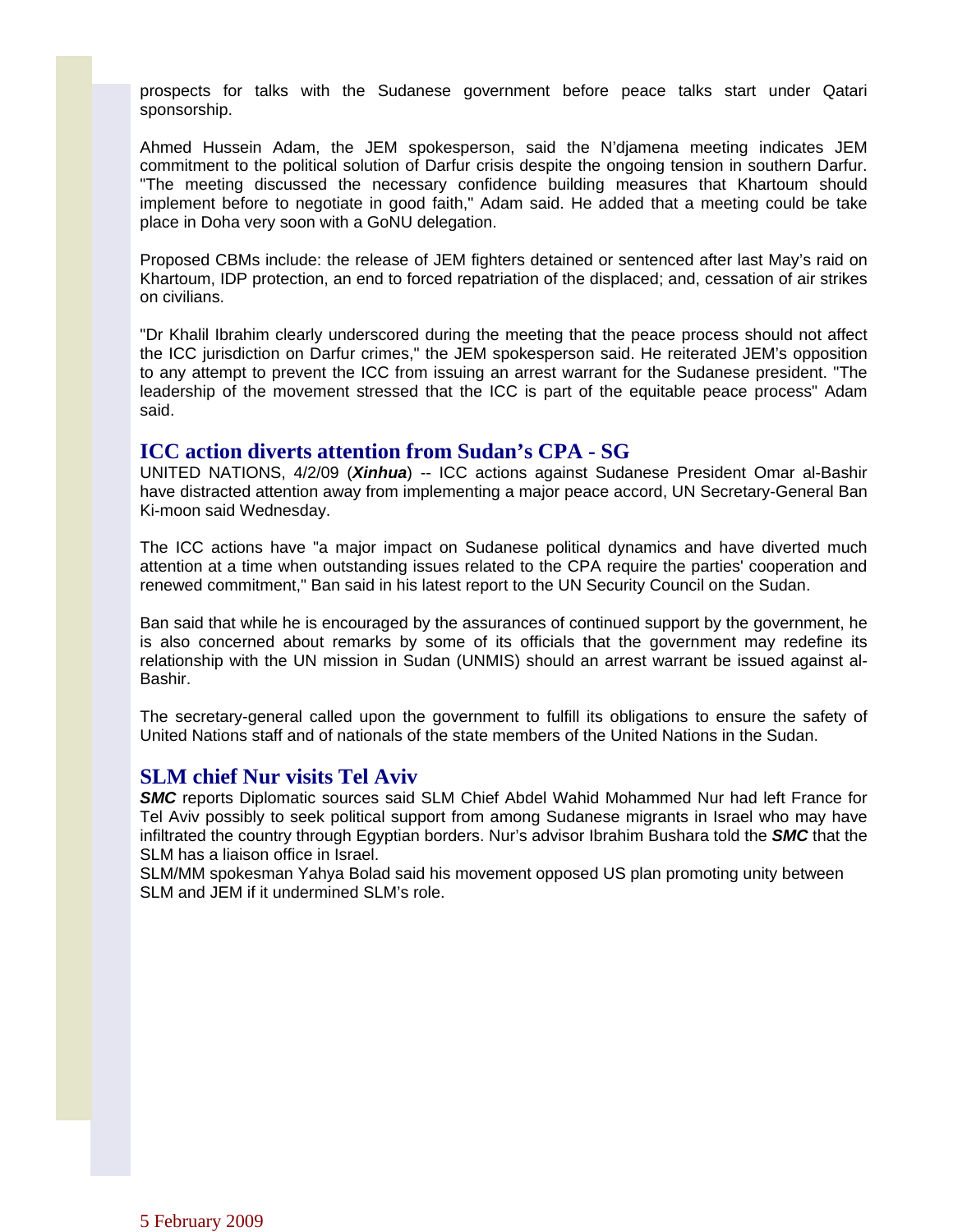prospects for talks with the Sudanese government before peace talks start under Qatari sponsorship.

Ahmed Hussein Adam, the JEM spokesperson, said the N'djamena meeting indicates JEM commitment to the political solution of Darfur crisis despite the ongoing tension in southern Darfur. "The meeting discussed the necessary confidence building measures that Khartoum should implement before to negotiate in good faith," Adam said. He added that a meeting could be take place in Doha very soon with a GoNU delegation.

Proposed CBMs include: the release of JEM fighters detained or sentenced after last May's raid on Khartoum, IDP protection, an end to forced repatriation of the displaced; and, cessation of air strikes on civilians.

"Dr Khalil Ibrahim clearly underscored during the meeting that the peace process should not affect the ICC jurisdiction on Darfur crimes," the JEM spokesperson said. He reiterated JEM's opposition to any attempt to prevent the ICC from issuing an arrest warrant for the Sudanese president. "The leadership of the movement stressed that the ICC is part of the equitable peace process" Adam said.

## ICC action diverts attention from Sudan's CPA - SG

UNITED NATIONS, 4/2/09 (***Xinhua***) -- ICC actions against Sudanese President Omar al-Bashir have distracted attention away from implementing a major peace accord, UN Secretary-General Ban Ki-moon said Wednesday.

The ICC actions have "a major impact on Sudanese political dynamics and have diverted much attention at a time when outstanding issues related to the CPA require the parties' cooperation and renewed commitment," Ban said in his latest report to the UN Security Council on the Sudan.

Ban said that while he is encouraged by the assurances of continued support by the government, he is also concerned about remarks by some of its officials that the government may redefine its relationship with the UN mission in Sudan (UNMIS) should an arrest warrant be issued against al-Bashir.

The secretary-general called upon the government to fulfill its obligations to ensure the safety of United Nations staff and of nationals of the state members of the United Nations in the Sudan.

## SLM chief Nur visits Tel Aviv

***SMC*** reports Diplomatic sources said SLM Chief Abdel Wahid Mohammed Nur had left France for Tel Aviv possibly to seek political support from among Sudanese migrants in Israel who may have infiltrated the country through Egyptian borders. Nur's advisor Ibrahim Bushara told the ***SMC*** that the SLM has a liaison office in Israel.

SLM/MM spokesman Yahya Bolad said his movement opposed US plan promoting unity between SLM and JEM if it undermined SLM's role.

5 February 2009